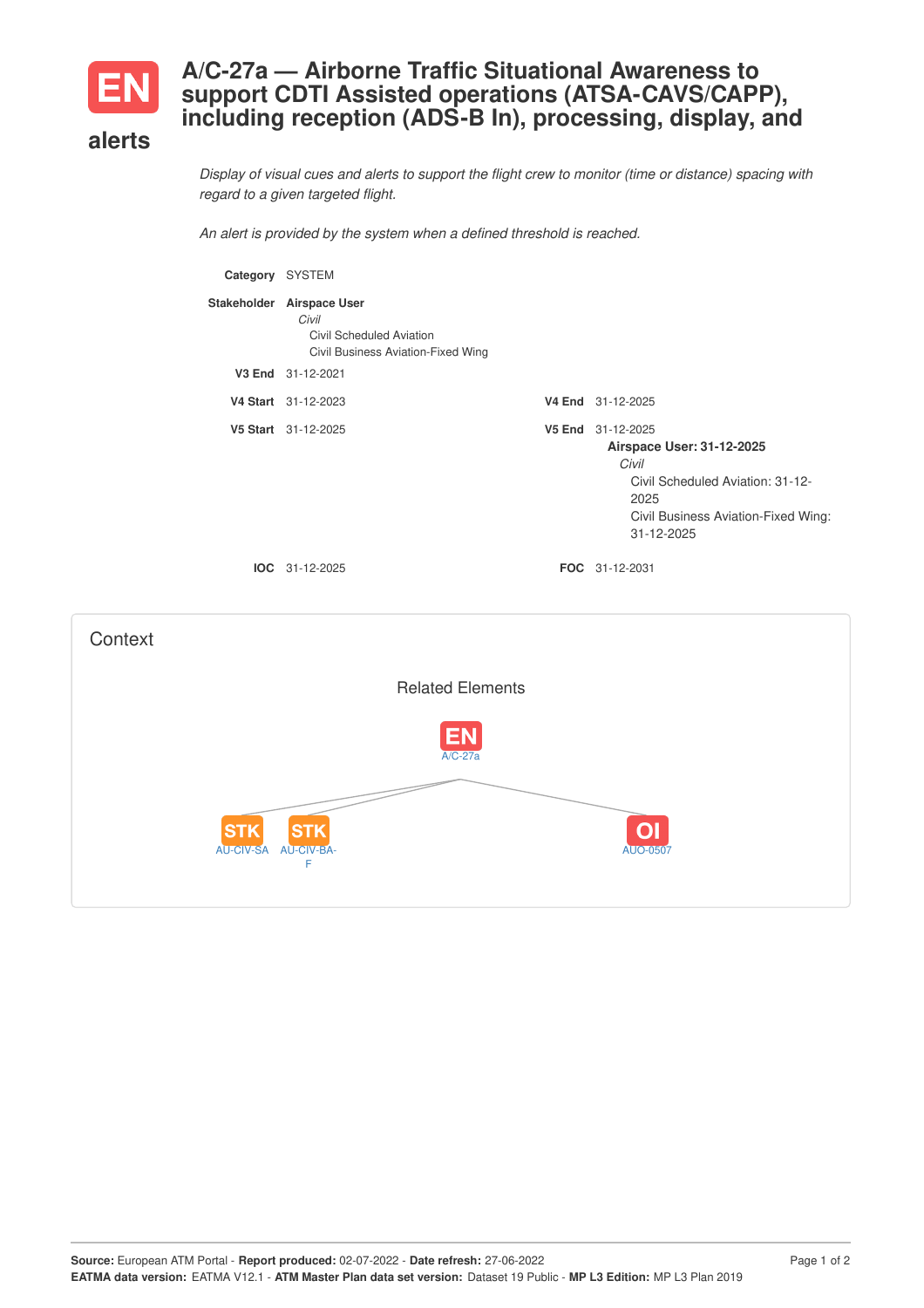# EN A/C-27a — Airborne Traffic Situational Awareness to support CDTI Assisted operations (ATSA-CAVS/CAPP), including reception (ADS-B In), processing, display, and alerts

*Display of visual cues and alerts to support the flight crew to monitor (time or distance) spacing with regard to a given targeted flight.*

*An alert is provided by the system when a defined threshold is reached.*

**Category** SYSTEM

**Stakeholder** **Airspace User**
*Civil*
Civil Scheduled Aviation
Civil Business Aviation-Fixed Wing

**V3 End** 31-12-2021

**V4 Start** 31-12-2023 **V4 End** 31-12-2025

**V5 Start** 31-12-2025 **V5 End** 31-12-2025
**Airspace User: 31-12-2025**
*Civil*
Civil Scheduled Aviation: 31-12-2025
Civil Business Aviation-Fixed Wing: 31-12-2025

**IOC** 31-12-2025 **FOC** 31-12-2031

## Context

### Related Elements

- EN A/C-27a
  - STK AU-CIV-SA
  - STK AU-CIV-BA-F
  - OI AUO-0507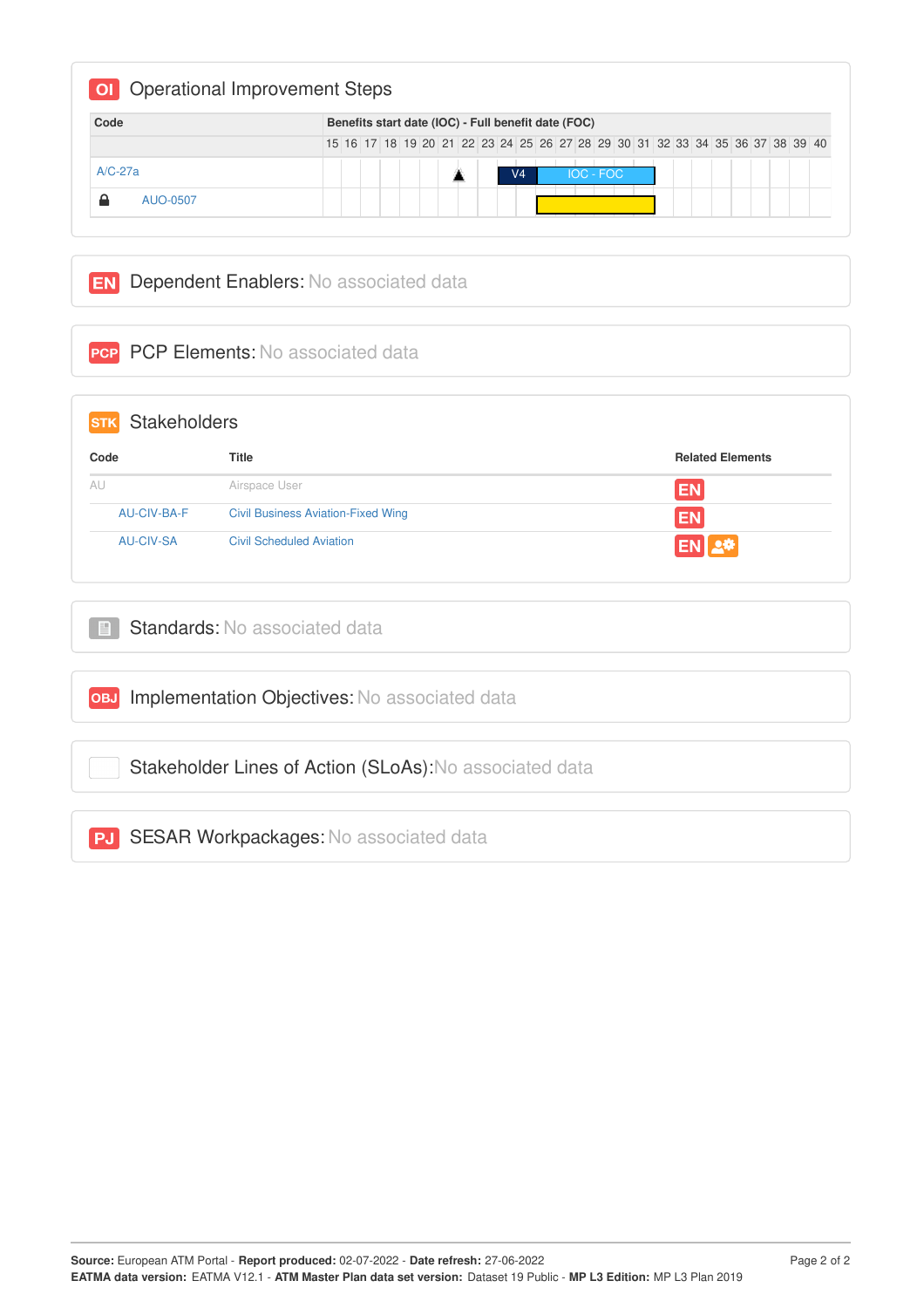## OI Operational Improvement Steps

| Code | Benefits start date (IOC) - Full benefit date (FOC) |
| --- | --- |
| | 15 16 17 18 19 20 21 22 23 24 25 26 27 28 29 30 31 32 33 34 35 36 37 38 39 40 |
| A/C-27a | V4 IOC - FOC |
| AUO-0507 | |

## EN Dependent Enablers: No associated data

## PCP PCP Elements: No associated data

## STK Stakeholders

| Code | Title | Related Elements |
| --- | --- | --- |
| AU | Airspace User | EN |
| AU-CIV-BA-F | Civil Business Aviation-Fixed Wing | EN |
| AU-CIV-SA | Civil Scheduled Aviation | EN |

## Standards: No associated data

## OBJ Implementation Objectives: No associated data

## Stakeholder Lines of Action (SLoAs): No associated data

## PJ SESAR Workpackages: No associated data

**Source:** European ATM Portal - **Report produced:** 02-07-2022 - **Date refresh:** 27-06-2022
**EATMA data version:** EATMA V12.1 - **ATM Master Plan data set version:** Dataset 19 Public - **MP L3 Edition:** MP L3 Plan 2019